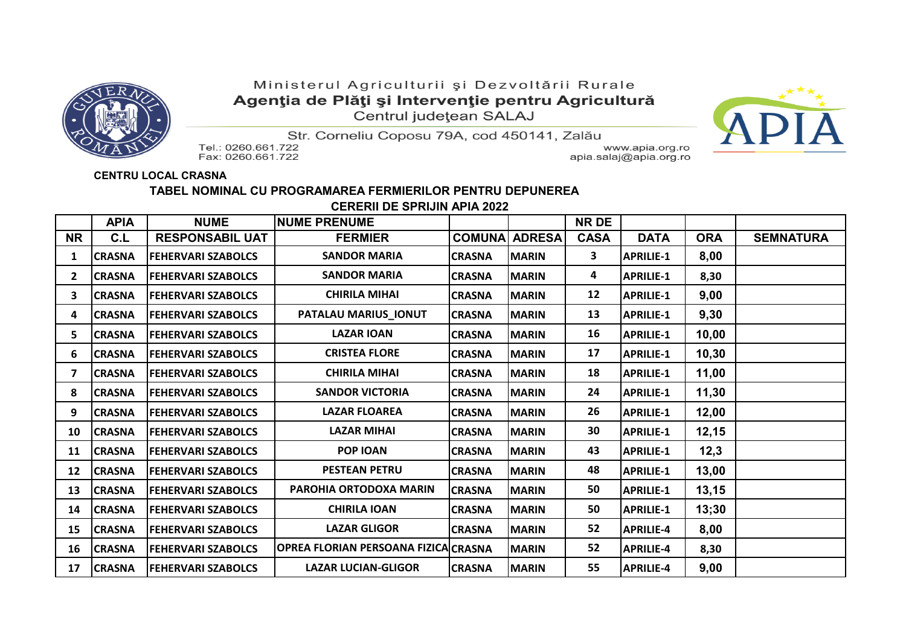Ministerul Agriculturii şi Dezvoltării Rurale
**Agenţia de Plăţi şi Intervenţie pentru Agricultură**
Centrul judeţean SALAJ

Str. Corneliu Coposu 79A, cod 450141, Zalău
Tel.: 0260.661.722
Fax: 0260.661.722
www.apia.org.ro
apia.salaj@apia.org.ro

**CENTRU LOCAL CRASNA**

## TABEL NOMINAL CU PROGRAMAREA FERMIERILOR PENTRU DEPUNEREA CERERII DE SPRIJIN APIA 2022

| NR | APIA C.L | NUME RESPONSABIL UAT | NUME PRENUME FERMIER | COMUNA | ADRESA | NR DE CASA | DATA | ORA | SEMNATURA |
|---|---|---|---|---|---|---|---|---|---|
| 1 | CRASNA | FEHERVARI SZABOLCS | SANDOR MARIA | CRASNA | MARIN | 3 | APRILIE-1 | 8,00 | |
| 2 | CRASNA | FEHERVARI SZABOLCS | SANDOR MARIA | CRASNA | MARIN | 4 | APRILIE-1 | 8,30 | |
| 3 | CRASNA | FEHERVARI SZABOLCS | CHIRILA MIHAI | CRASNA | MARIN | 12 | APRILIE-1 | 9,00 | |
| 4 | CRASNA | FEHERVARI SZABOLCS | PATALAU MARIUS_IONUT | CRASNA | MARIN | 13 | APRILIE-1 | 9,30 | |
| 5 | CRASNA | FEHERVARI SZABOLCS | LAZAR IOAN | CRASNA | MARIN | 16 | APRILIE-1 | 10,00 | |
| 6 | CRASNA | FEHERVARI SZABOLCS | CRISTEA FLORE | CRASNA | MARIN | 17 | APRILIE-1 | 10,30 | |
| 7 | CRASNA | FEHERVARI SZABOLCS | CHIRILA MIHAI | CRASNA | MARIN | 18 | APRILIE-1 | 11,00 | |
| 8 | CRASNA | FEHERVARI SZABOLCS | SANDOR VICTORIA | CRASNA | MARIN | 24 | APRILIE-1 | 11,30 | |
| 9 | CRASNA | FEHERVARI SZABOLCS | LAZAR FLOAREA | CRASNA | MARIN | 26 | APRILIE-1 | 12,00 | |
| 10 | CRASNA | FEHERVARI SZABOLCS | LAZAR MIHAI | CRASNA | MARIN | 30 | APRILIE-1 | 12,15 | |
| 11 | CRASNA | FEHERVARI SZABOLCS | POP IOAN | CRASNA | MARIN | 43 | APRILIE-1 | 12,3 | |
| 12 | CRASNA | FEHERVARI SZABOLCS | PESTEAN PETRU | CRASNA | MARIN | 48 | APRILIE-1 | 13,00 | |
| 13 | CRASNA | FEHERVARI SZABOLCS | PAROHIA ORTODOXA MARIN | CRASNA | MARIN | 50 | APRILIE-1 | 13,15 | |
| 14 | CRASNA | FEHERVARI SZABOLCS | CHIRILA IOAN | CRASNA | MARIN | 50 | APRILIE-1 | 13;30 | |
| 15 | CRASNA | FEHERVARI SZABOLCS | LAZAR GLIGOR | CRASNA | MARIN | 52 | APRILIE-4 | 8,00 | |
| 16 | CRASNA | FEHERVARI SZABOLCS | OPREA FLORIAN PERSOANA FIZICA | CRASNA | MARIN | 52 | APRILIE-4 | 8,30 | |
| 17 | CRASNA | FEHERVARI SZABOLCS | LAZAR LUCIAN-GLIGOR | CRASNA | MARIN | 55 | APRILIE-4 | 9,00 | |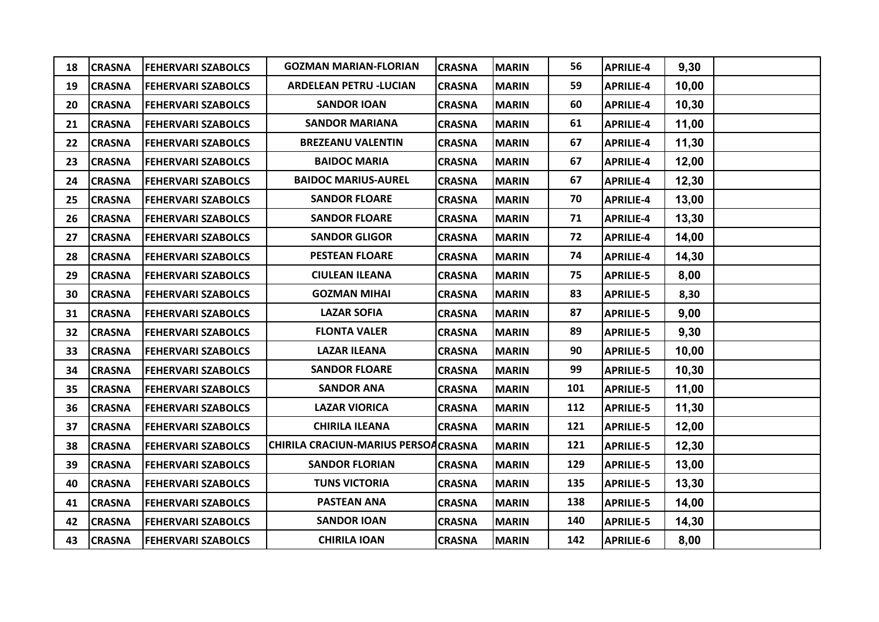| | | | | | | | | | |
|---|---|---|---|---|---|---|---|---|---|
| 18 | CRASNA | FEHERVARI SZABOLCS | GOZMAN MARIAN-FLORIAN | CRASNA | MARIN | 56 | APRILIE-4 | 9,30 | |
| 19 | CRASNA | FEHERVARI SZABOLCS | ARDELEAN PETRU -LUCIAN | CRASNA | MARIN | 59 | APRILIE-4 | 10,00 | |
| 20 | CRASNA | FEHERVARI SZABOLCS | SANDOR IOAN | CRASNA | MARIN | 60 | APRILIE-4 | 10,30 | |
| 21 | CRASNA | FEHERVARI SZABOLCS | SANDOR MARIANA | CRASNA | MARIN | 61 | APRILIE-4 | 11,00 | |
| 22 | CRASNA | FEHERVARI SZABOLCS | BREZEANU VALENTIN | CRASNA | MARIN | 67 | APRILIE-4 | 11,30 | |
| 23 | CRASNA | FEHERVARI SZABOLCS | BAIDOC MARIA | CRASNA | MARIN | 67 | APRILIE-4 | 12,00 | |
| 24 | CRASNA | FEHERVARI SZABOLCS | BAIDOC MARIUS-AUREL | CRASNA | MARIN | 67 | APRILIE-4 | 12,30 | |
| 25 | CRASNA | FEHERVARI SZABOLCS | SANDOR FLOARE | CRASNA | MARIN | 70 | APRILIE-4 | 13,00 | |
| 26 | CRASNA | FEHERVARI SZABOLCS | SANDOR FLOARE | CRASNA | MARIN | 71 | APRILIE-4 | 13,30 | |
| 27 | CRASNA | FEHERVARI SZABOLCS | SANDOR GLIGOR | CRASNA | MARIN | 72 | APRILIE-4 | 14,00 | |
| 28 | CRASNA | FEHERVARI SZABOLCS | PESTEAN FLOARE | CRASNA | MARIN | 74 | APRILIE-4 | 14,30 | |
| 29 | CRASNA | FEHERVARI SZABOLCS | CIULEAN ILEANA | CRASNA | MARIN | 75 | APRILIE-5 | 8,00 | |
| 30 | CRASNA | FEHERVARI SZABOLCS | GOZMAN MIHAI | CRASNA | MARIN | 83 | APRILIE-5 | 8,30 | |
| 31 | CRASNA | FEHERVARI SZABOLCS | LAZAR SOFIA | CRASNA | MARIN | 87 | APRILIE-5 | 9,00 | |
| 32 | CRASNA | FEHERVARI SZABOLCS | FLONTA VALER | CRASNA | MARIN | 89 | APRILIE-5 | 9,30 | |
| 33 | CRASNA | FEHERVARI SZABOLCS | LAZAR ILEANA | CRASNA | MARIN | 90 | APRILIE-5 | 10,00 | |
| 34 | CRASNA | FEHERVARI SZABOLCS | SANDOR FLOARE | CRASNA | MARIN | 99 | APRILIE-5 | 10,30 | |
| 35 | CRASNA | FEHERVARI SZABOLCS | SANDOR ANA | CRASNA | MARIN | 101 | APRILIE-5 | 11,00 | |
| 36 | CRASNA | FEHERVARI SZABOLCS | LAZAR VIORICA | CRASNA | MARIN | 112 | APRILIE-5 | 11,30 | |
| 37 | CRASNA | FEHERVARI SZABOLCS | CHIRILA ILEANA | CRASNA | MARIN | 121 | APRILIE-5 | 12,00 | |
| 38 | CRASNA | FEHERVARI SZABOLCS | CHIRILA CRACIUN-MARIUS PERSOA | CRASNA | MARIN | 121 | APRILIE-5 | 12,30 | |
| 39 | CRASNA | FEHERVARI SZABOLCS | SANDOR FLORIAN | CRASNA | MARIN | 129 | APRILIE-5 | 13,00 | |
| 40 | CRASNA | FEHERVARI SZABOLCS | TUNS VICTORIA | CRASNA | MARIN | 135 | APRILIE-5 | 13,30 | |
| 41 | CRASNA | FEHERVARI SZABOLCS | PASTEAN ANA | CRASNA | MARIN | 138 | APRILIE-5 | 14,00 | |
| 42 | CRASNA | FEHERVARI SZABOLCS | SANDOR IOAN | CRASNA | MARIN | 140 | APRILIE-5 | 14,30 | |
| 43 | CRASNA | FEHERVARI SZABOLCS | CHIRILA IOAN | CRASNA | MARIN | 142 | APRILIE-6 | 8,00 | |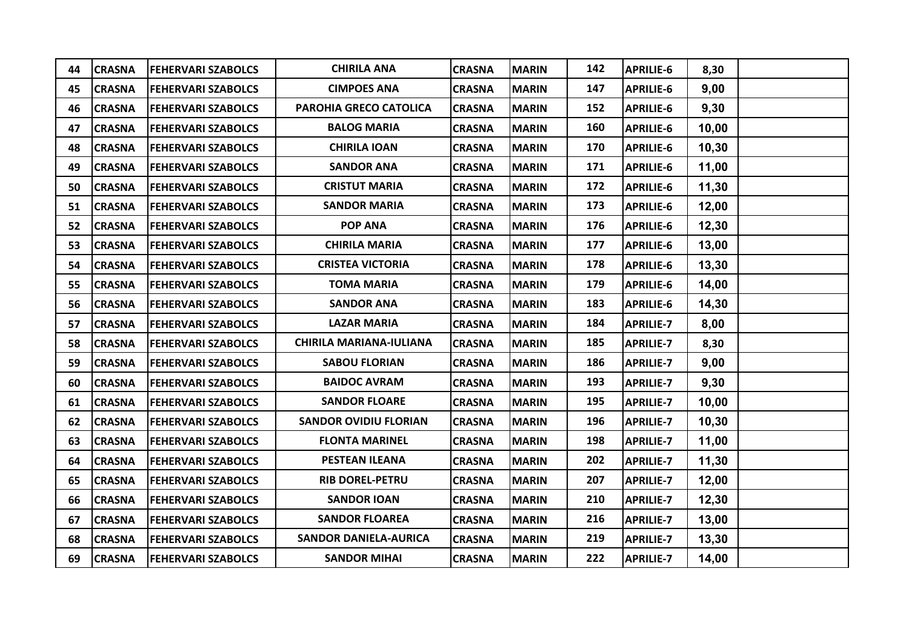| 44 | CRASNA | FEHERVARI SZABOLCS | CHIRILA ANA | CRASNA | MARIN | 142 | APRILIE-6 | 8,30 | |
|---|---|---|---|---|---|---|---|---|---|
| 45 | CRASNA | FEHERVARI SZABOLCS | CIMPOES ANA | CRASNA | MARIN | 147 | APRILIE-6 | 9,00 | |
| 46 | CRASNA | FEHERVARI SZABOLCS | PAROHIA GRECO CATOLICA | CRASNA | MARIN | 152 | APRILIE-6 | 9,30 | |
| 47 | CRASNA | FEHERVARI SZABOLCS | BALOG MARIA | CRASNA | MARIN | 160 | APRILIE-6 | 10,00 | |
| 48 | CRASNA | FEHERVARI SZABOLCS | CHIRILA IOAN | CRASNA | MARIN | 170 | APRILIE-6 | 10,30 | |
| 49 | CRASNA | FEHERVARI SZABOLCS | SANDOR ANA | CRASNA | MARIN | 171 | APRILIE-6 | 11,00 | |
| 50 | CRASNA | FEHERVARI SZABOLCS | CRISTUT MARIA | CRASNA | MARIN | 172 | APRILIE-6 | 11,30 | |
| 51 | CRASNA | FEHERVARI SZABOLCS | SANDOR MARIA | CRASNA | MARIN | 173 | APRILIE-6 | 12,00 | |
| 52 | CRASNA | FEHERVARI SZABOLCS | POP ANA | CRASNA | MARIN | 176 | APRILIE-6 | 12,30 | |
| 53 | CRASNA | FEHERVARI SZABOLCS | CHIRILA MARIA | CRASNA | MARIN | 177 | APRILIE-6 | 13,00 | |
| 54 | CRASNA | FEHERVARI SZABOLCS | CRISTEA VICTORIA | CRASNA | MARIN | 178 | APRILIE-6 | 13,30 | |
| 55 | CRASNA | FEHERVARI SZABOLCS | TOMA MARIA | CRASNA | MARIN | 179 | APRILIE-6 | 14,00 | |
| 56 | CRASNA | FEHERVARI SZABOLCS | SANDOR ANA | CRASNA | MARIN | 183 | APRILIE-6 | 14,30 | |
| 57 | CRASNA | FEHERVARI SZABOLCS | LAZAR MARIA | CRASNA | MARIN | 184 | APRILIE-7 | 8,00 | |
| 58 | CRASNA | FEHERVARI SZABOLCS | CHIRILA MARIANA-IULIANA | CRASNA | MARIN | 185 | APRILIE-7 | 8,30 | |
| 59 | CRASNA | FEHERVARI SZABOLCS | SABOU FLORIAN | CRASNA | MARIN | 186 | APRILIE-7 | 9,00 | |
| 60 | CRASNA | FEHERVARI SZABOLCS | BAIDOC AVRAM | CRASNA | MARIN | 193 | APRILIE-7 | 9,30 | |
| 61 | CRASNA | FEHERVARI SZABOLCS | SANDOR FLOARE | CRASNA | MARIN | 195 | APRILIE-7 | 10,00 | |
| 62 | CRASNA | FEHERVARI SZABOLCS | SANDOR OVIDIU FLORIAN | CRASNA | MARIN | 196 | APRILIE-7 | 10,30 | |
| 63 | CRASNA | FEHERVARI SZABOLCS | FLONTA MARINEL | CRASNA | MARIN | 198 | APRILIE-7 | 11,00 | |
| 64 | CRASNA | FEHERVARI SZABOLCS | PESTEAN ILEANA | CRASNA | MARIN | 202 | APRILIE-7 | 11,30 | |
| 65 | CRASNA | FEHERVARI SZABOLCS | RIB DOREL-PETRU | CRASNA | MARIN | 207 | APRILIE-7 | 12,00 | |
| 66 | CRASNA | FEHERVARI SZABOLCS | SANDOR IOAN | CRASNA | MARIN | 210 | APRILIE-7 | 12,30 | |
| 67 | CRASNA | FEHERVARI SZABOLCS | SANDOR FLOAREA | CRASNA | MARIN | 216 | APRILIE-7 | 13,00 | |
| 68 | CRASNA | FEHERVARI SZABOLCS | SANDOR DANIELA-AURICA | CRASNA | MARIN | 219 | APRILIE-7 | 13,30 | |
| 69 | CRASNA | FEHERVARI SZABOLCS | SANDOR MIHAI | CRASNA | MARIN | 222 | APRILIE-7 | 14,00 | |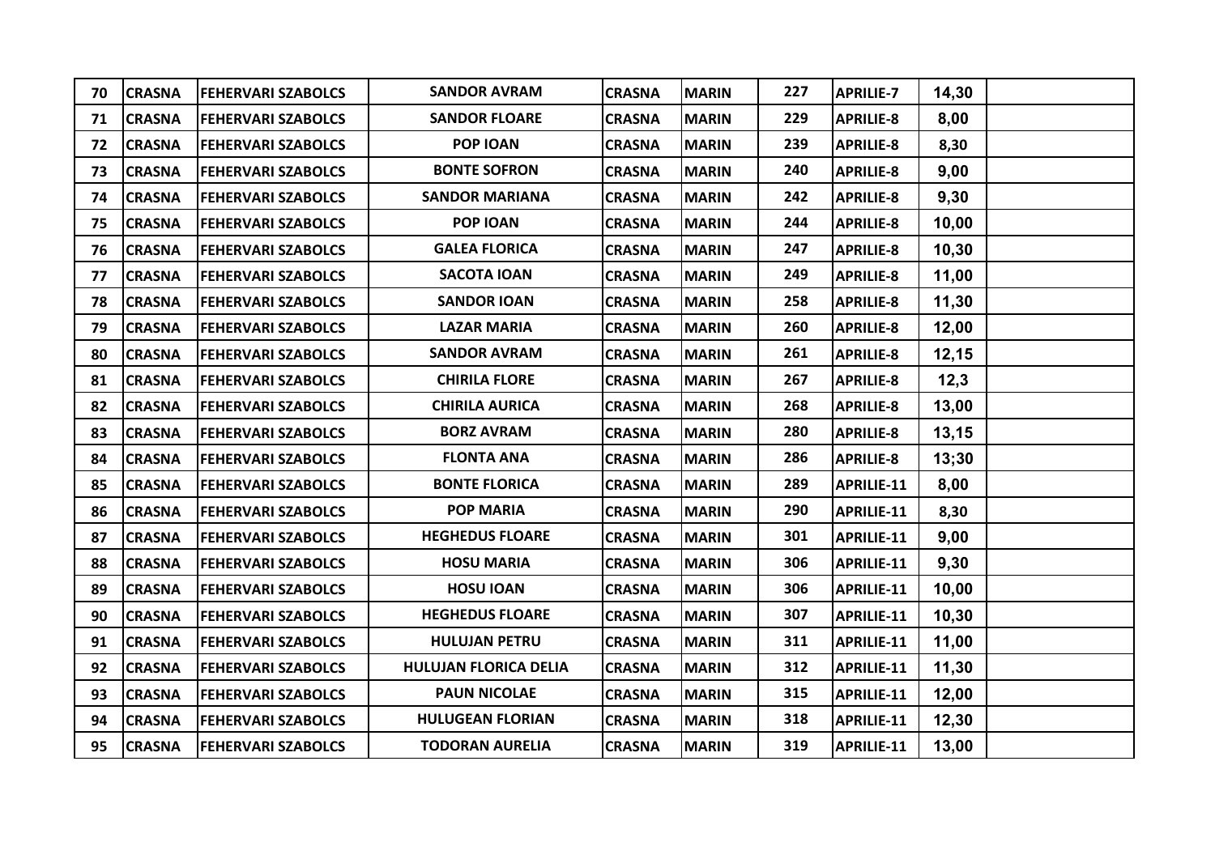| 70 | CRASNA | FEHERVARI SZABOLCS | SANDOR AVRAM | CRASNA | MARIN | 227 | APRILIE-7 | 14,30 | |
|---|---|---|---|---|---|---|---|---|---|
| 71 | CRASNA | FEHERVARI SZABOLCS | SANDOR FLOARE | CRASNA | MARIN | 229 | APRILIE-8 | 8,00 | |
| 72 | CRASNA | FEHERVARI SZABOLCS | POP IOAN | CRASNA | MARIN | 239 | APRILIE-8 | 8,30 | |
| 73 | CRASNA | FEHERVARI SZABOLCS | BONTE SOFRON | CRASNA | MARIN | 240 | APRILIE-8 | 9,00 | |
| 74 | CRASNA | FEHERVARI SZABOLCS | SANDOR MARIANA | CRASNA | MARIN | 242 | APRILIE-8 | 9,30 | |
| 75 | CRASNA | FEHERVARI SZABOLCS | POP IOAN | CRASNA | MARIN | 244 | APRILIE-8 | 10,00 | |
| 76 | CRASNA | FEHERVARI SZABOLCS | GALEA FLORICA | CRASNA | MARIN | 247 | APRILIE-8 | 10,30 | |
| 77 | CRASNA | FEHERVARI SZABOLCS | SACOTA IOAN | CRASNA | MARIN | 249 | APRILIE-8 | 11,00 | |
| 78 | CRASNA | FEHERVARI SZABOLCS | SANDOR IOAN | CRASNA | MARIN | 258 | APRILIE-8 | 11,30 | |
| 79 | CRASNA | FEHERVARI SZABOLCS | LAZAR MARIA | CRASNA | MARIN | 260 | APRILIE-8 | 12,00 | |
| 80 | CRASNA | FEHERVARI SZABOLCS | SANDOR AVRAM | CRASNA | MARIN | 261 | APRILIE-8 | 12,15 | |
| 81 | CRASNA | FEHERVARI SZABOLCS | CHIRILA FLORE | CRASNA | MARIN | 267 | APRILIE-8 | 12,3 | |
| 82 | CRASNA | FEHERVARI SZABOLCS | CHIRILA AURICA | CRASNA | MARIN | 268 | APRILIE-8 | 13,00 | |
| 83 | CRASNA | FEHERVARI SZABOLCS | BORZ AVRAM | CRASNA | MARIN | 280 | APRILIE-8 | 13,15 | |
| 84 | CRASNA | FEHERVARI SZABOLCS | FLONTA ANA | CRASNA | MARIN | 286 | APRILIE-8 | 13;30 | |
| 85 | CRASNA | FEHERVARI SZABOLCS | BONTE FLORICA | CRASNA | MARIN | 289 | APRILIE-11 | 8,00 | |
| 86 | CRASNA | FEHERVARI SZABOLCS | POP MARIA | CRASNA | MARIN | 290 | APRILIE-11 | 8,30 | |
| 87 | CRASNA | FEHERVARI SZABOLCS | HEGHEDUS FLOARE | CRASNA | MARIN | 301 | APRILIE-11 | 9,00 | |
| 88 | CRASNA | FEHERVARI SZABOLCS | HOSU MARIA | CRASNA | MARIN | 306 | APRILIE-11 | 9,30 | |
| 89 | CRASNA | FEHERVARI SZABOLCS | HOSU IOAN | CRASNA | MARIN | 306 | APRILIE-11 | 10,00 | |
| 90 | CRASNA | FEHERVARI SZABOLCS | HEGHEDUS FLOARE | CRASNA | MARIN | 307 | APRILIE-11 | 10,30 | |
| 91 | CRASNA | FEHERVARI SZABOLCS | HULUJAN PETRU | CRASNA | MARIN | 311 | APRILIE-11 | 11,00 | |
| 92 | CRASNA | FEHERVARI SZABOLCS | HULUJAN FLORICA DELIA | CRASNA | MARIN | 312 | APRILIE-11 | 11,30 | |
| 93 | CRASNA | FEHERVARI SZABOLCS | PAUN NICOLAE | CRASNA | MARIN | 315 | APRILIE-11 | 12,00 | |
| 94 | CRASNA | FEHERVARI SZABOLCS | HULUGEAN FLORIAN | CRASNA | MARIN | 318 | APRILIE-11 | 12,30 | |
| 95 | CRASNA | FEHERVARI SZABOLCS | TODORAN AURELIA | CRASNA | MARIN | 319 | APRILIE-11 | 13,00 | |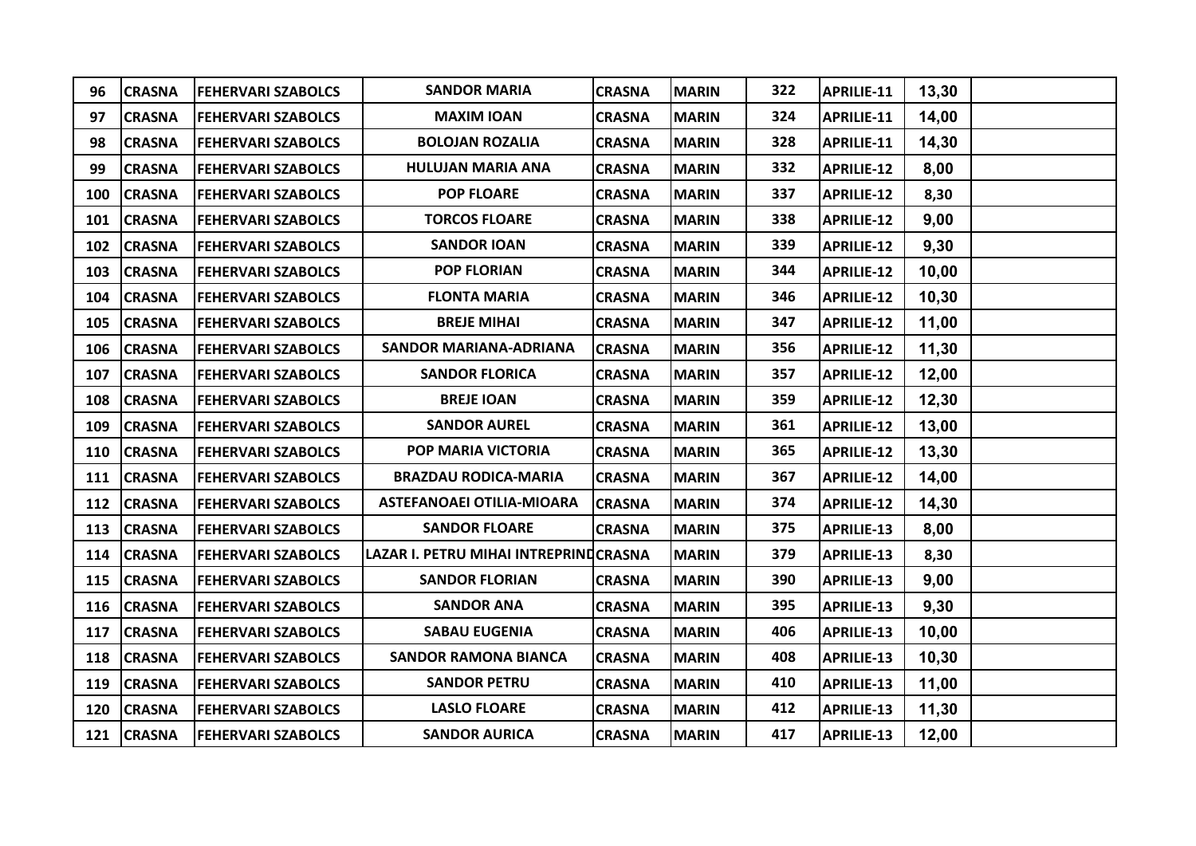| | | | | | | | | | |
|---|---|---|---|---|---|---|---|---|---|
| 96 | CRASNA | FEHERVARI SZABOLCS | SANDOR MARIA | CRASNA | MARIN | 322 | APRILIE-11 | 13,30 | |
| 97 | CRASNA | FEHERVARI SZABOLCS | MAXIM IOAN | CRASNA | MARIN | 324 | APRILIE-11 | 14,00 | |
| 98 | CRASNA | FEHERVARI SZABOLCS | BOLOJAN ROZALIA | CRASNA | MARIN | 328 | APRILIE-11 | 14,30 | |
| 99 | CRASNA | FEHERVARI SZABOLCS | HULUJAN MARIA ANA | CRASNA | MARIN | 332 | APRILIE-12 | 8,00 | |
| 100 | CRASNA | FEHERVARI SZABOLCS | POP FLOARE | CRASNA | MARIN | 337 | APRILIE-12 | 8,30 | |
| 101 | CRASNA | FEHERVARI SZABOLCS | TORCOS FLOARE | CRASNA | MARIN | 338 | APRILIE-12 | 9,00 | |
| 102 | CRASNA | FEHERVARI SZABOLCS | SANDOR IOAN | CRASNA | MARIN | 339 | APRILIE-12 | 9,30 | |
| 103 | CRASNA | FEHERVARI SZABOLCS | POP FLORIAN | CRASNA | MARIN | 344 | APRILIE-12 | 10,00 | |
| 104 | CRASNA | FEHERVARI SZABOLCS | FLONTA MARIA | CRASNA | MARIN | 346 | APRILIE-12 | 10,30 | |
| 105 | CRASNA | FEHERVARI SZABOLCS | BREJE MIHAI | CRASNA | MARIN | 347 | APRILIE-12 | 11,00 | |
| 106 | CRASNA | FEHERVARI SZABOLCS | SANDOR MARIANA-ADRIANA | CRASNA | MARIN | 356 | APRILIE-12 | 11,30 | |
| 107 | CRASNA | FEHERVARI SZABOLCS | SANDOR FLORICA | CRASNA | MARIN | 357 | APRILIE-12 | 12,00 | |
| 108 | CRASNA | FEHERVARI SZABOLCS | BREJE IOAN | CRASNA | MARIN | 359 | APRILIE-12 | 12,30 | |
| 109 | CRASNA | FEHERVARI SZABOLCS | SANDOR AUREL | CRASNA | MARIN | 361 | APRILIE-12 | 13,00 | |
| 110 | CRASNA | FEHERVARI SZABOLCS | POP MARIA VICTORIA | CRASNA | MARIN | 365 | APRILIE-12 | 13,30 | |
| 111 | CRASNA | FEHERVARI SZABOLCS | BRAZDAU RODICA-MARIA | CRASNA | MARIN | 367 | APRILIE-12 | 14,00 | |
| 112 | CRASNA | FEHERVARI SZABOLCS | ASTEFANOAEI OTILIA-MIOARA | CRASNA | MARIN | 374 | APRILIE-12 | 14,30 | |
| 113 | CRASNA | FEHERVARI SZABOLCS | SANDOR FLOARE | CRASNA | MARIN | 375 | APRILIE-13 | 8,00 | |
| 114 | CRASNA | FEHERVARI SZABOLCS | LAZAR I. PETRU MIHAI INTREPRIND | CRASNA | MARIN | 379 | APRILIE-13 | 8,30 | |
| 115 | CRASNA | FEHERVARI SZABOLCS | SANDOR FLORIAN | CRASNA | MARIN | 390 | APRILIE-13 | 9,00 | |
| 116 | CRASNA | FEHERVARI SZABOLCS | SANDOR ANA | CRASNA | MARIN | 395 | APRILIE-13 | 9,30 | |
| 117 | CRASNA | FEHERVARI SZABOLCS | SABAU EUGENIA | CRASNA | MARIN | 406 | APRILIE-13 | 10,00 | |
| 118 | CRASNA | FEHERVARI SZABOLCS | SANDOR RAMONA BIANCA | CRASNA | MARIN | 408 | APRILIE-13 | 10,30 | |
| 119 | CRASNA | FEHERVARI SZABOLCS | SANDOR PETRU | CRASNA | MARIN | 410 | APRILIE-13 | 11,00 | |
| 120 | CRASNA | FEHERVARI SZABOLCS | LASLO FLOARE | CRASNA | MARIN | 412 | APRILIE-13 | 11,30 | |
| 121 | CRASNA | FEHERVARI SZABOLCS | SANDOR AURICA | CRASNA | MARIN | 417 | APRILIE-13 | 12,00 | |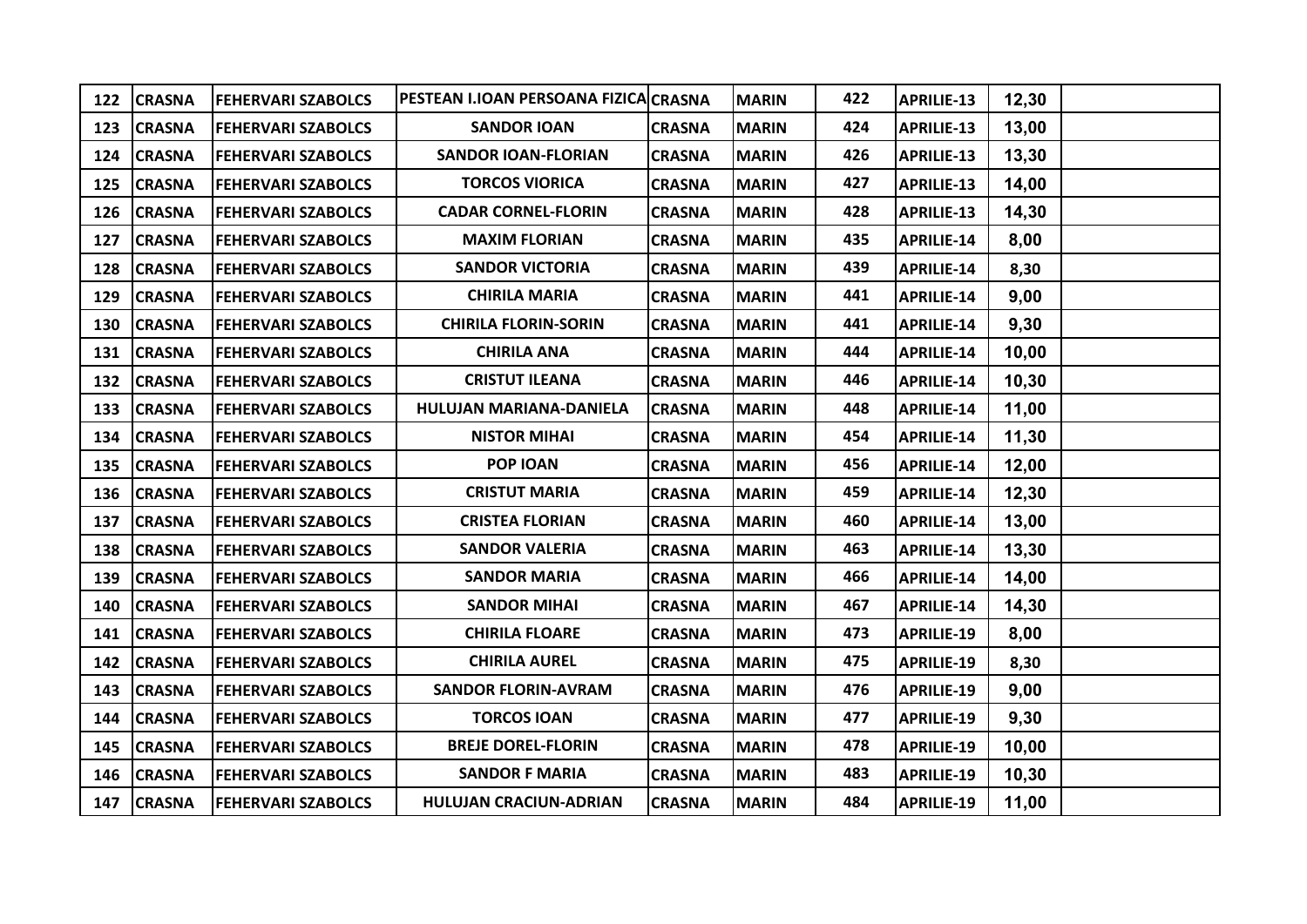| | | | | | | | | | |
|---|---|---|---|---|---|---|---|---|---|
| 122 | CRASNA | FEHERVARI SZABOLCS | PESTEAN I.IOAN PERSOANA FIZICA | CRASNA | MARIN | 422 | APRILIE-13 | 12,30 | |
| 123 | CRASNA | FEHERVARI SZABOLCS | SANDOR IOAN | CRASNA | MARIN | 424 | APRILIE-13 | 13,00 | |
| 124 | CRASNA | FEHERVARI SZABOLCS | SANDOR IOAN-FLORIAN | CRASNA | MARIN | 426 | APRILIE-13 | 13,30 | |
| 125 | CRASNA | FEHERVARI SZABOLCS | TORCOS VIORICA | CRASNA | MARIN | 427 | APRILIE-13 | 14,00 | |
| 126 | CRASNA | FEHERVARI SZABOLCS | CADAR CORNEL-FLORIN | CRASNA | MARIN | 428 | APRILIE-13 | 14,30 | |
| 127 | CRASNA | FEHERVARI SZABOLCS | MAXIM FLORIAN | CRASNA | MARIN | 435 | APRILIE-14 | 8,00 | |
| 128 | CRASNA | FEHERVARI SZABOLCS | SANDOR VICTORIA | CRASNA | MARIN | 439 | APRILIE-14 | 8,30 | |
| 129 | CRASNA | FEHERVARI SZABOLCS | CHIRILA MARIA | CRASNA | MARIN | 441 | APRILIE-14 | 9,00 | |
| 130 | CRASNA | FEHERVARI SZABOLCS | CHIRILA FLORIN-SORIN | CRASNA | MARIN | 441 | APRILIE-14 | 9,30 | |
| 131 | CRASNA | FEHERVARI SZABOLCS | CHIRILA ANA | CRASNA | MARIN | 444 | APRILIE-14 | 10,00 | |
| 132 | CRASNA | FEHERVARI SZABOLCS | CRISTUT ILEANA | CRASNA | MARIN | 446 | APRILIE-14 | 10,30 | |
| 133 | CRASNA | FEHERVARI SZABOLCS | HULUJAN MARIANA-DANIELA | CRASNA | MARIN | 448 | APRILIE-14 | 11,00 | |
| 134 | CRASNA | FEHERVARI SZABOLCS | NISTOR MIHAI | CRASNA | MARIN | 454 | APRILIE-14 | 11,30 | |
| 135 | CRASNA | FEHERVARI SZABOLCS | POP IOAN | CRASNA | MARIN | 456 | APRILIE-14 | 12,00 | |
| 136 | CRASNA | FEHERVARI SZABOLCS | CRISTUT MARIA | CRASNA | MARIN | 459 | APRILIE-14 | 12,30 | |
| 137 | CRASNA | FEHERVARI SZABOLCS | CRISTEA FLORIAN | CRASNA | MARIN | 460 | APRILIE-14 | 13,00 | |
| 138 | CRASNA | FEHERVARI SZABOLCS | SANDOR VALERIA | CRASNA | MARIN | 463 | APRILIE-14 | 13,30 | |
| 139 | CRASNA | FEHERVARI SZABOLCS | SANDOR MARIA | CRASNA | MARIN | 466 | APRILIE-14 | 14,00 | |
| 140 | CRASNA | FEHERVARI SZABOLCS | SANDOR MIHAI | CRASNA | MARIN | 467 | APRILIE-14 | 14,30 | |
| 141 | CRASNA | FEHERVARI SZABOLCS | CHIRILA FLOARE | CRASNA | MARIN | 473 | APRILIE-19 | 8,00 | |
| 142 | CRASNA | FEHERVARI SZABOLCS | CHIRILA AUREL | CRASNA | MARIN | 475 | APRILIE-19 | 8,30 | |
| 143 | CRASNA | FEHERVARI SZABOLCS | SANDOR FLORIN-AVRAM | CRASNA | MARIN | 476 | APRILIE-19 | 9,00 | |
| 144 | CRASNA | FEHERVARI SZABOLCS | TORCOS IOAN | CRASNA | MARIN | 477 | APRILIE-19 | 9,30 | |
| 145 | CRASNA | FEHERVARI SZABOLCS | BREJE DOREL-FLORIN | CRASNA | MARIN | 478 | APRILIE-19 | 10,00 | |
| 146 | CRASNA | FEHERVARI SZABOLCS | SANDOR F MARIA | CRASNA | MARIN | 483 | APRILIE-19 | 10,30 | |
| 147 | CRASNA | FEHERVARI SZABOLCS | HULUJAN CRACIUN-ADRIAN | CRASNA | MARIN | 484 | APRILIE-19 | 11,00 | |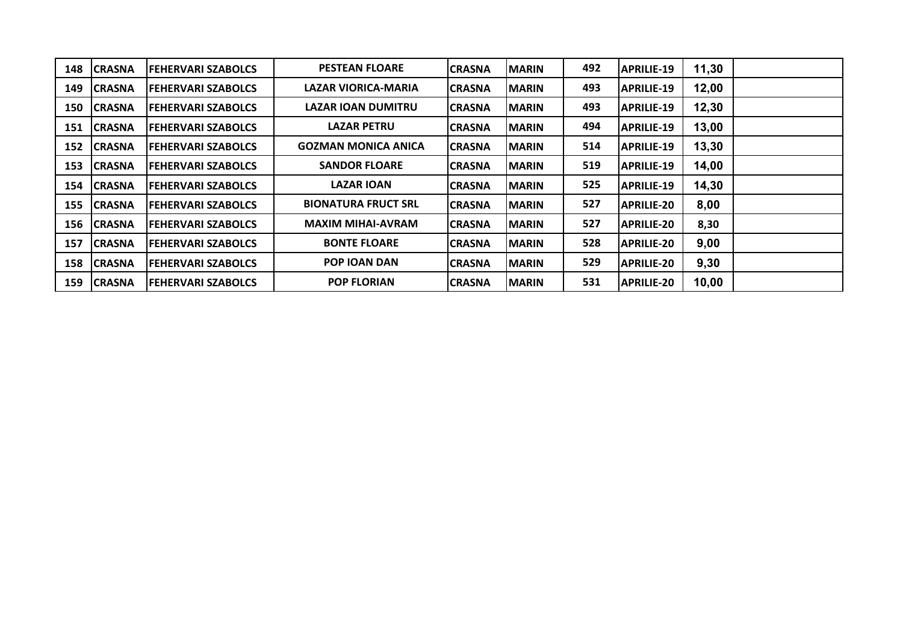| | | | | | | | | | |
|---|---|---|---|---|---|---|---|---|---|
| 148 | CRASNA | FEHERVARI SZABOLCS | PESTEAN FLOARE | CRASNA | MARIN | 492 | APRILIE-19 | 11,30 | |
| 149 | CRASNA | FEHERVARI SZABOLCS | LAZAR VIORICA-MARIA | CRASNA | MARIN | 493 | APRILIE-19 | 12,00 | |
| 150 | CRASNA | FEHERVARI SZABOLCS | LAZAR IOAN DUMITRU | CRASNA | MARIN | 493 | APRILIE-19 | 12,30 | |
| 151 | CRASNA | FEHERVARI SZABOLCS | LAZAR PETRU | CRASNA | MARIN | 494 | APRILIE-19 | 13,00 | |
| 152 | CRASNA | FEHERVARI SZABOLCS | GOZMAN MONICA ANICA | CRASNA | MARIN | 514 | APRILIE-19 | 13,30 | |
| 153 | CRASNA | FEHERVARI SZABOLCS | SANDOR FLOARE | CRASNA | MARIN | 519 | APRILIE-19 | 14,00 | |
| 154 | CRASNA | FEHERVARI SZABOLCS | LAZAR IOAN | CRASNA | MARIN | 525 | APRILIE-19 | 14,30 | |
| 155 | CRASNA | FEHERVARI SZABOLCS | BIONATURA FRUCT SRL | CRASNA | MARIN | 527 | APRILIE-20 | 8,00 | |
| 156 | CRASNA | FEHERVARI SZABOLCS | MAXIM MIHAI-AVRAM | CRASNA | MARIN | 527 | APRILIE-20 | 8,30 | |
| 157 | CRASNA | FEHERVARI SZABOLCS | BONTE FLOARE | CRASNA | MARIN | 528 | APRILIE-20 | 9,00 | |
| 158 | CRASNA | FEHERVARI SZABOLCS | POP IOAN DAN | CRASNA | MARIN | 529 | APRILIE-20 | 9,30 | |
| 159 | CRASNA | FEHERVARI SZABOLCS | POP FLORIAN | CRASNA | MARIN | 531 | APRILIE-20 | 10,00 | |